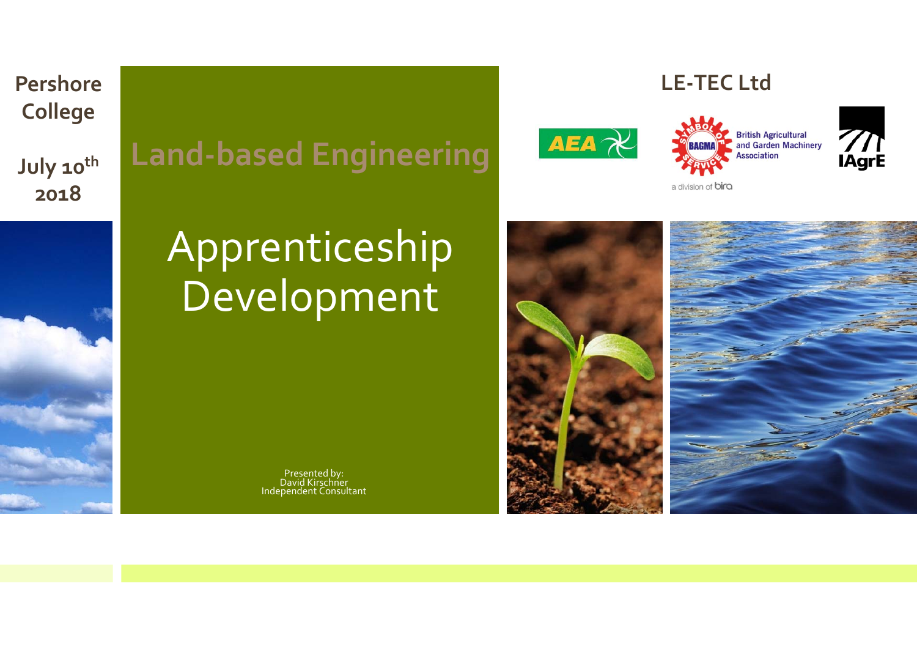Pershore College

July 10th 2018

# Land-based Engineering

# Apprenticeship Development

Presented by:
David Kirschner
Independent Consultant

## LE-TEC Ltd

AEA

BAGMA — British Agricultural and Garden Machinery Association

a division of bira

IAgrE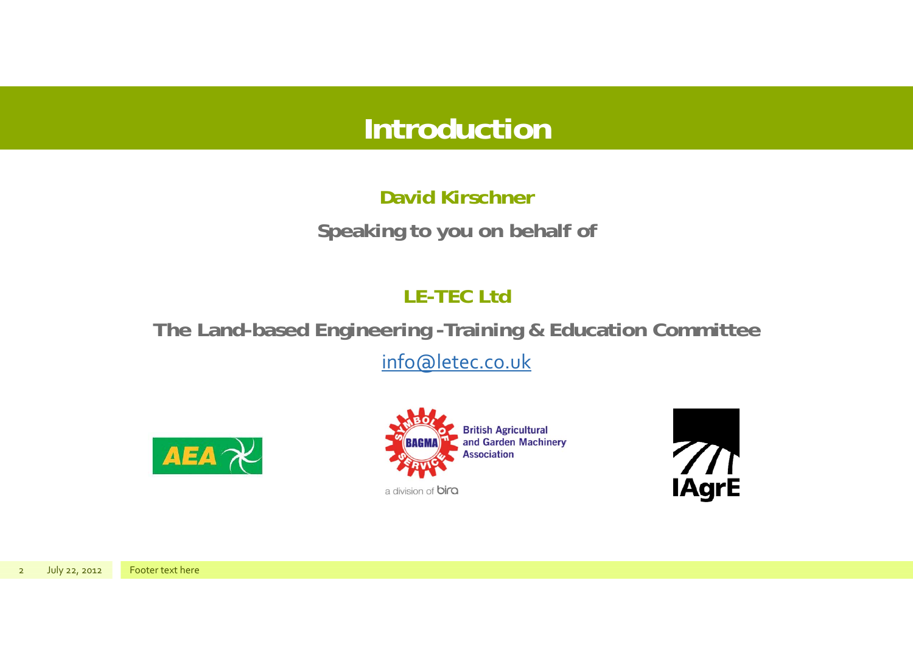# Introduction

**David Kirschner**

**Speaking to you on behalf of**

**LE-TEC Ltd**

**The Land-based Engineering -Training & Education Committee**

info@letec.co.uk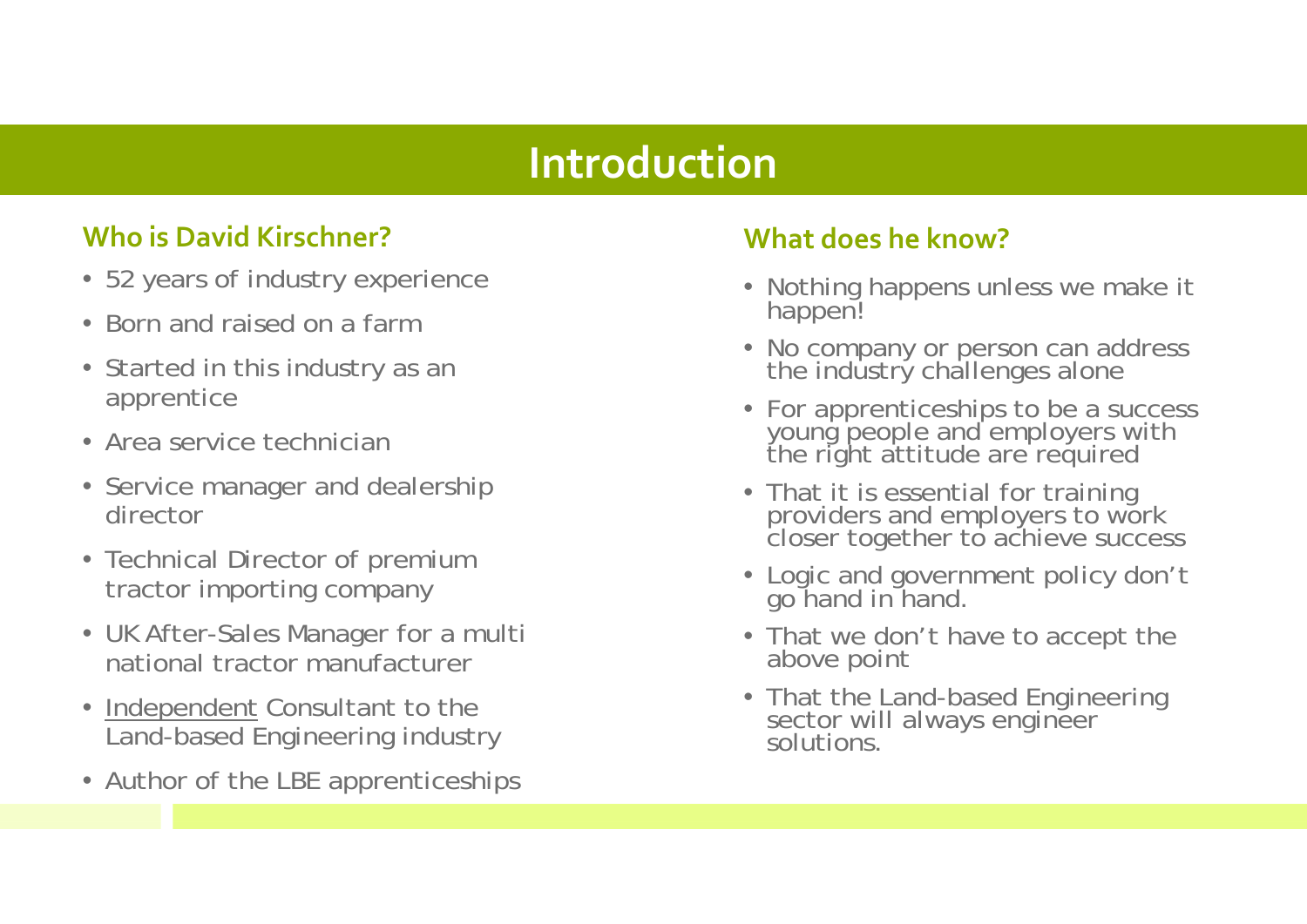# Introduction

## Who is David Kirschner?

- 52 years of industry experience
- Born and raised on a farm
- Started in this industry as an apprentice
- Area service technician
- Service manager and dealership director
- Technical Director of premium tractor importing company
- UK After-Sales Manager for a multi national tractor manufacturer
- Independent Consultant to the Land-based Engineering industry
- Author of the LBE apprenticeships

## What does he know?

- Nothing happens unless we make it happen!
- No company or person can address the industry challenges alone
- For apprenticeships to be a success young people and employers with the right attitude are required
- That it is essential for training providers and employers to work closer together to achieve success
- Logic and government policy don't go hand in hand.
- That we don't have to accept the above point
- That the Land-based Engineering sector will always engineer solutions.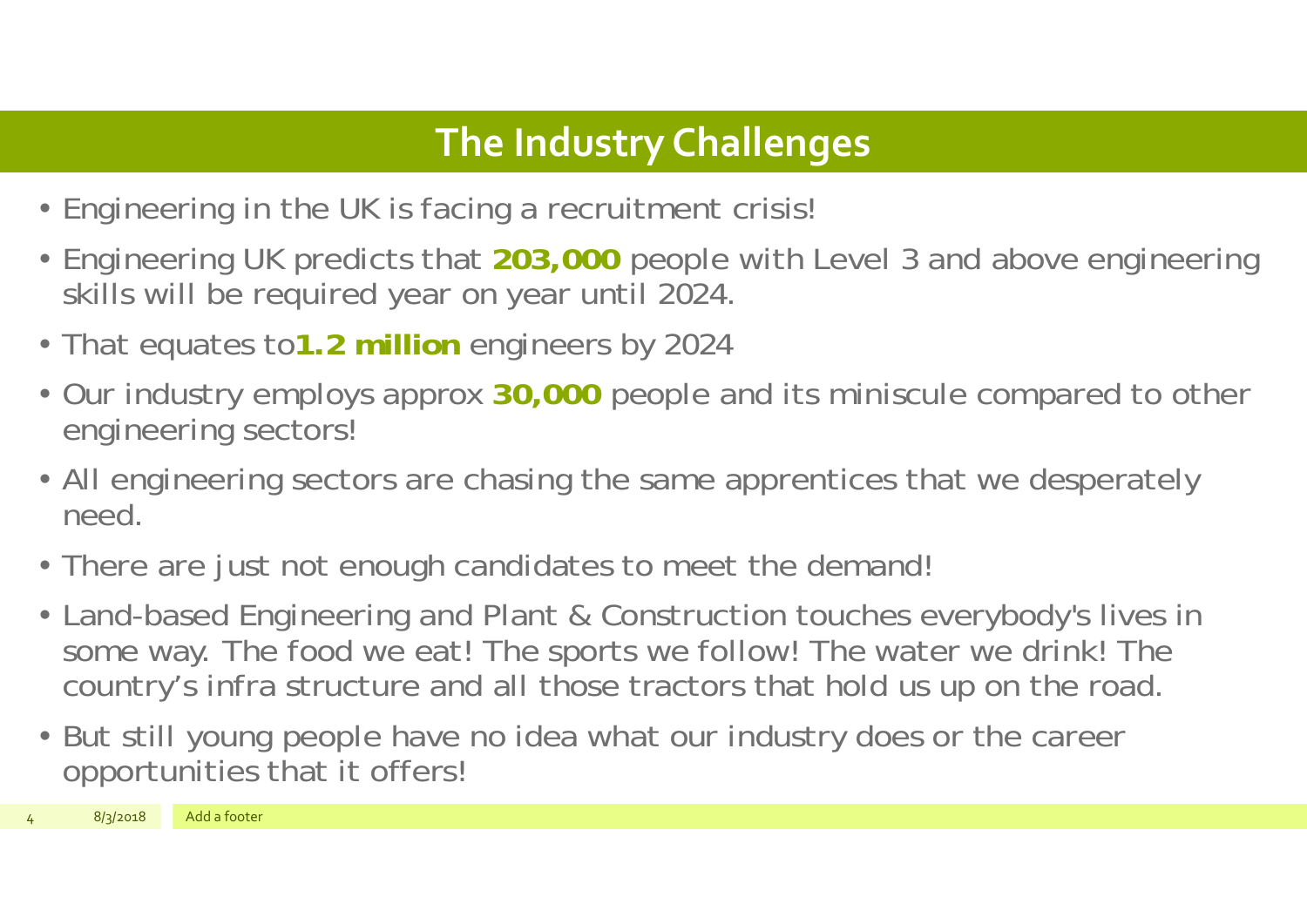# The Industry Challenges

- Engineering in the UK is facing a recruitment crisis!
- Engineering UK predicts that **203,000** people with Level 3 and above engineering skills will be required year on year until 2024.
- That equates to**1.2 million** engineers by 2024
- Our industry employs approx **30,000** people and its miniscule compared to other engineering sectors!
- All engineering sectors are chasing the same apprentices that we desperately need.
- There are just not enough candidates to meet the demand!
- Land-based Engineering and Plant & Construction touches everybody's lives in some way. The food we eat! The sports we follow! The water we drink! The country's infra structure and all those tractors that hold us up on the road.
- But still young people have no idea what our industry does or the career opportunities that it offers!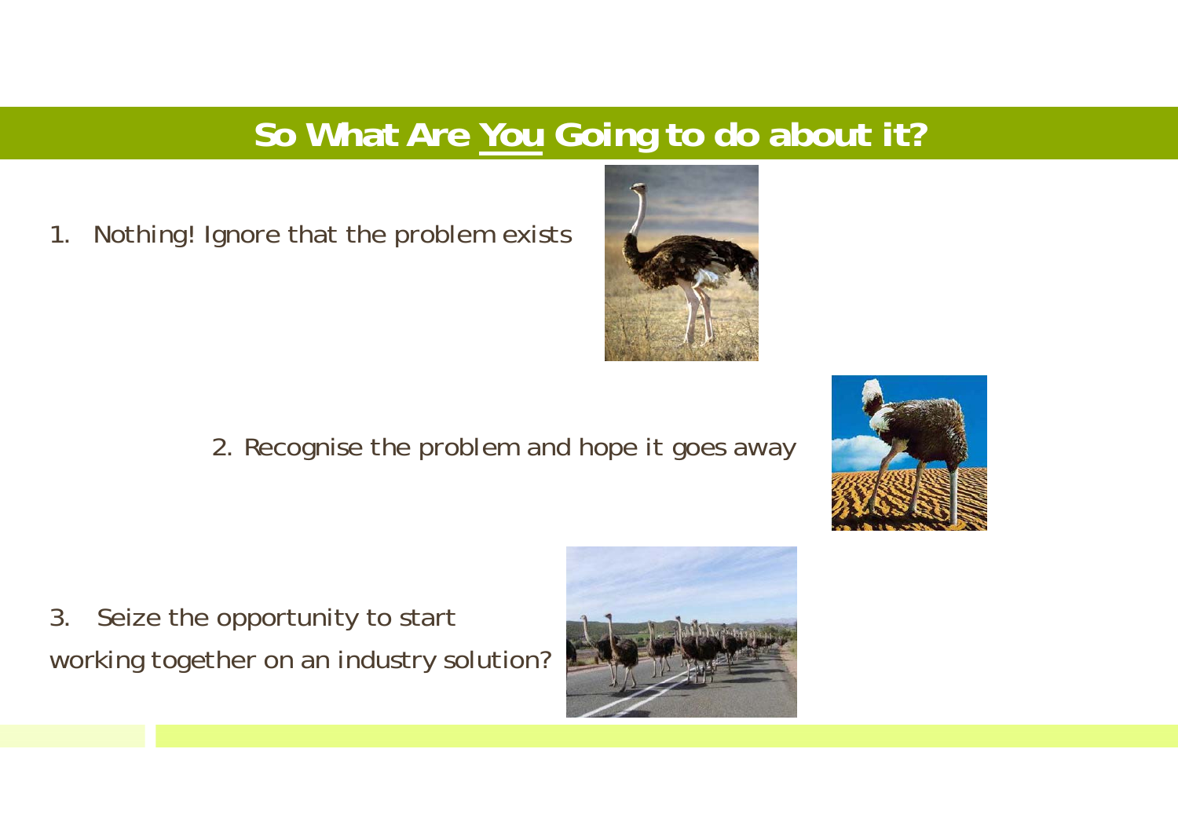## So What Are <u>You</u> Going to do about it?

1. Nothing! Ignore that the problem exists

2. Recognise the problem and hope it goes away

3. Seize the opportunity to start working together on an industry solution?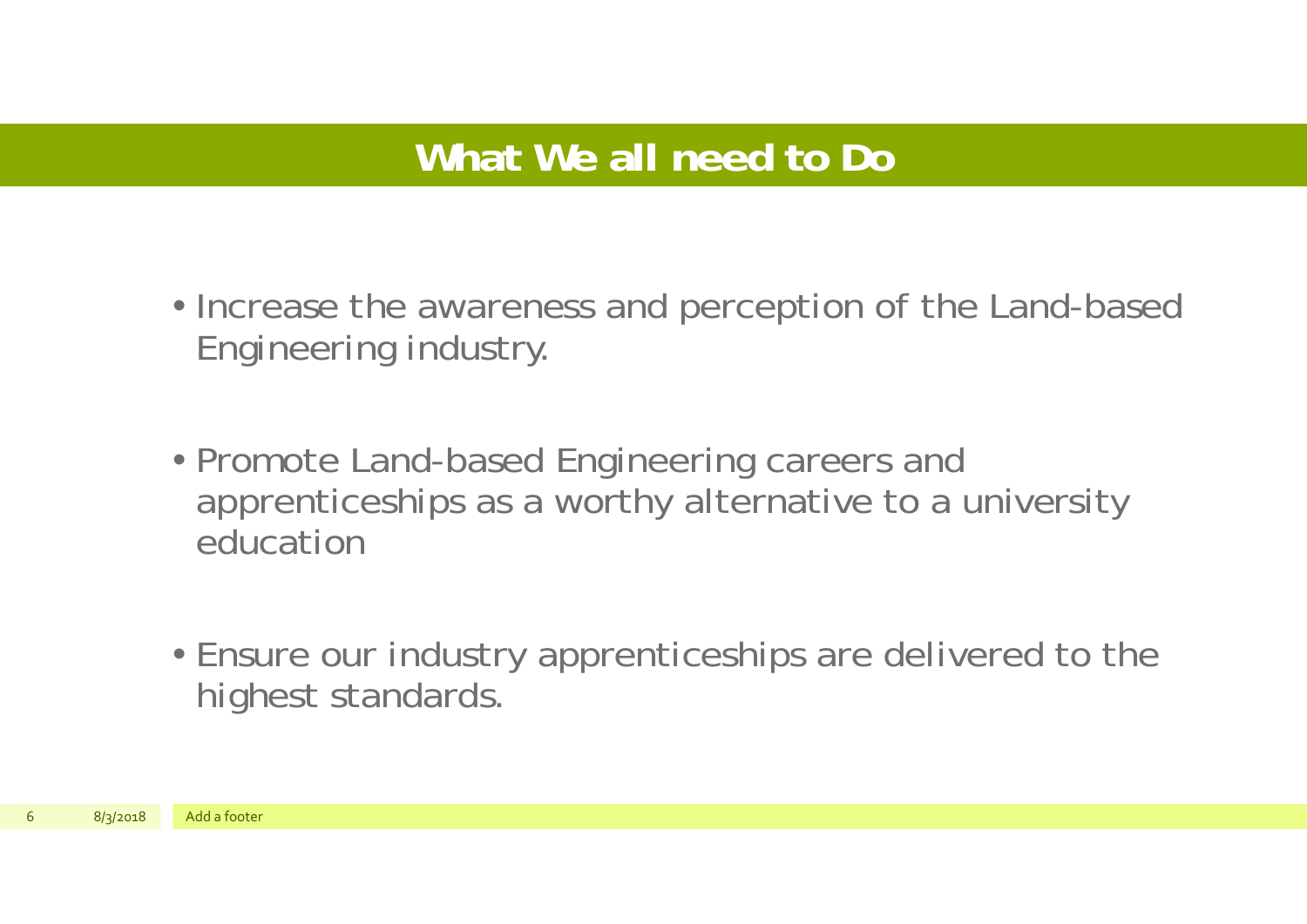# What We all need to Do

- Increase the awareness and perception of the Land-based Engineering industry.

- Promote Land-based Engineering careers and apprenticeships as a worthy alternative to a university education

- Ensure our industry apprenticeships are delivered to the highest standards.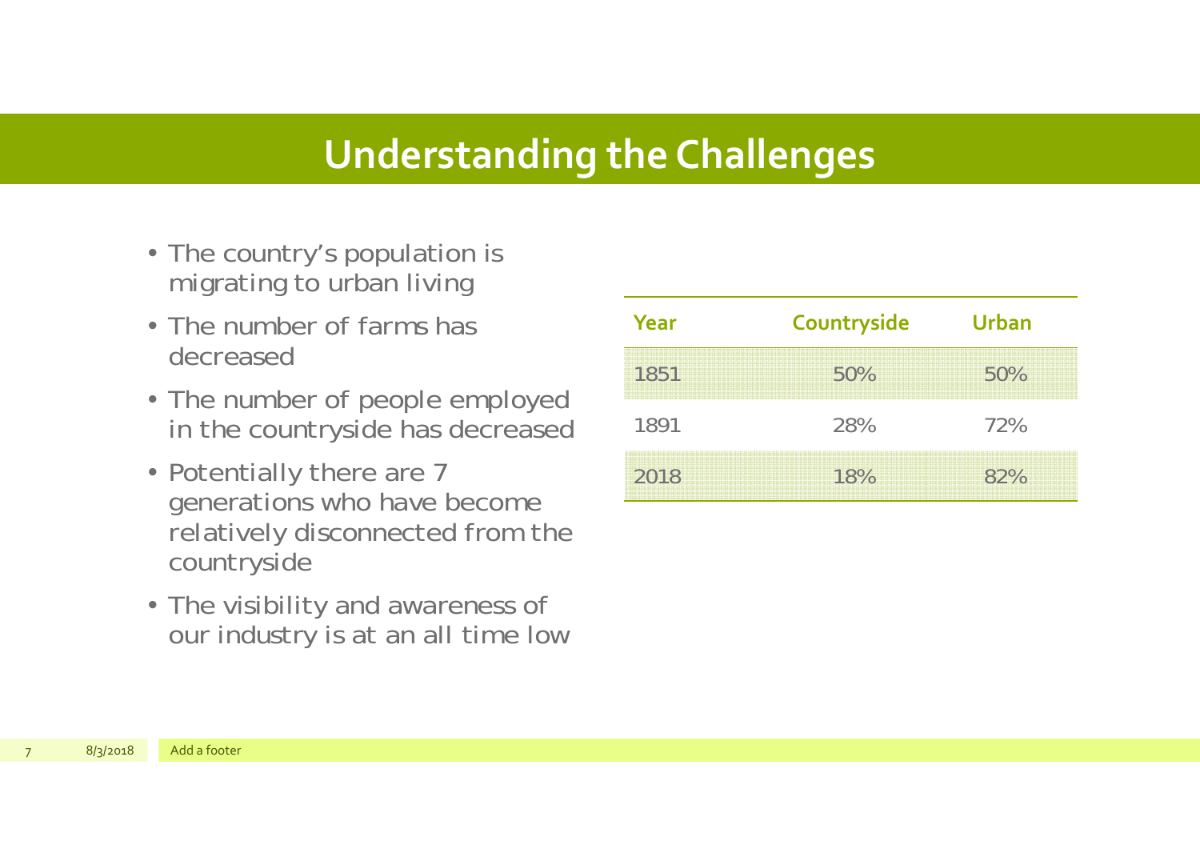# Understanding the Challenges

- The country's population is migrating to urban living
- The number of farms has decreased
- The number of people employed in the countryside has decreased
- Potentially there are 7 generations who have become relatively disconnected from the countryside
- The visibility and awareness of our industry is at an all time low

| Year | Countryside | Urban |
|---|---|---|
| 1851 | 50% | 50% |
| 1891 | 28% | 72% |
| 2018 | 18% | 82% |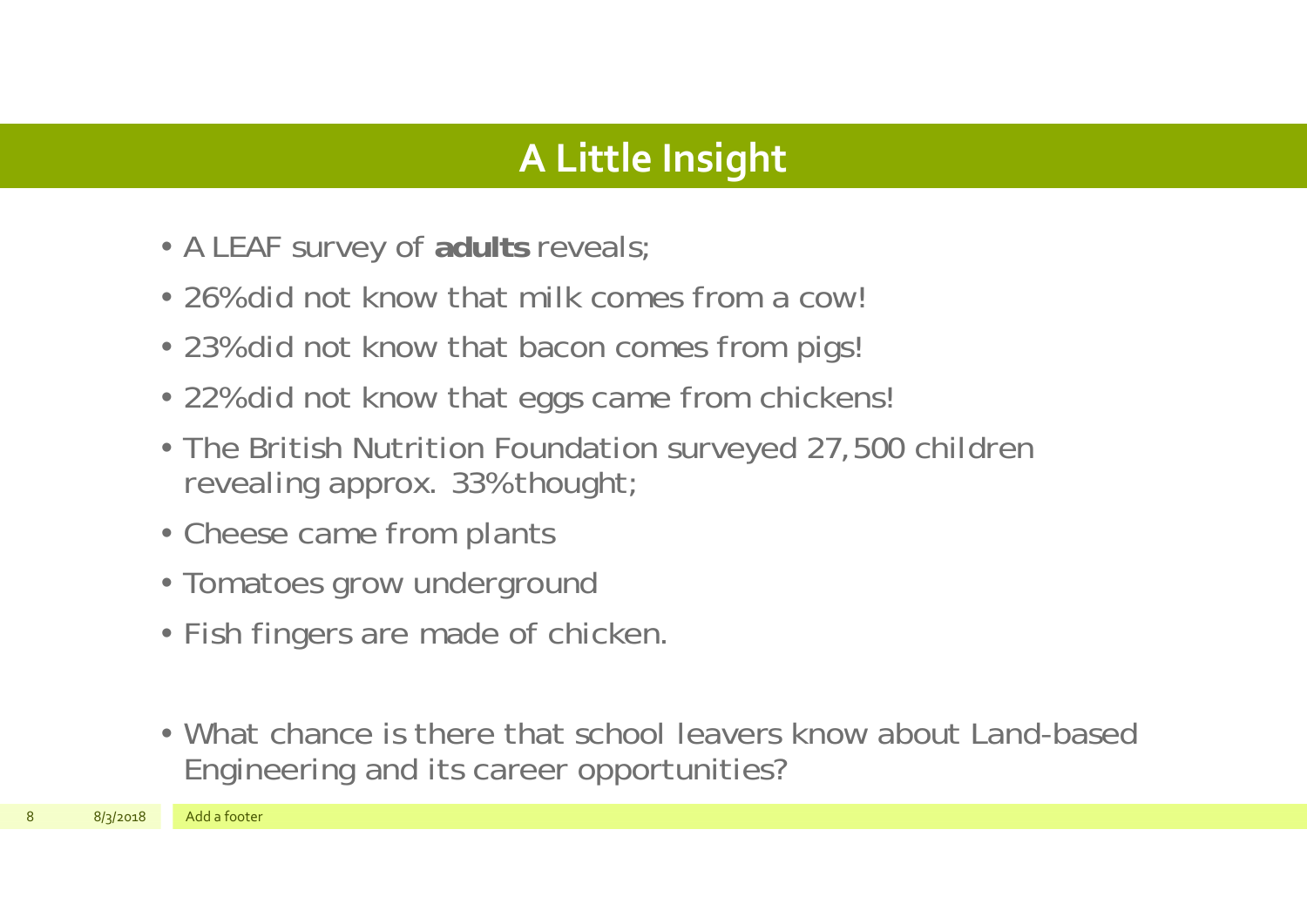# A Little Insight

- A LEAF survey of **adults** reveals;
- 26% did not know that milk comes from a cow!
- 23% did not know that bacon comes from pigs!
- 22% did not know that eggs came from chickens!
- The British Nutrition Foundation surveyed 27,500 children revealing approx. 33% thought;
- Cheese came from plants
- Tomatoes grow underground
- Fish fingers are made of chicken.

- What chance is there that school leavers know about Land-based Engineering and its career opportunities?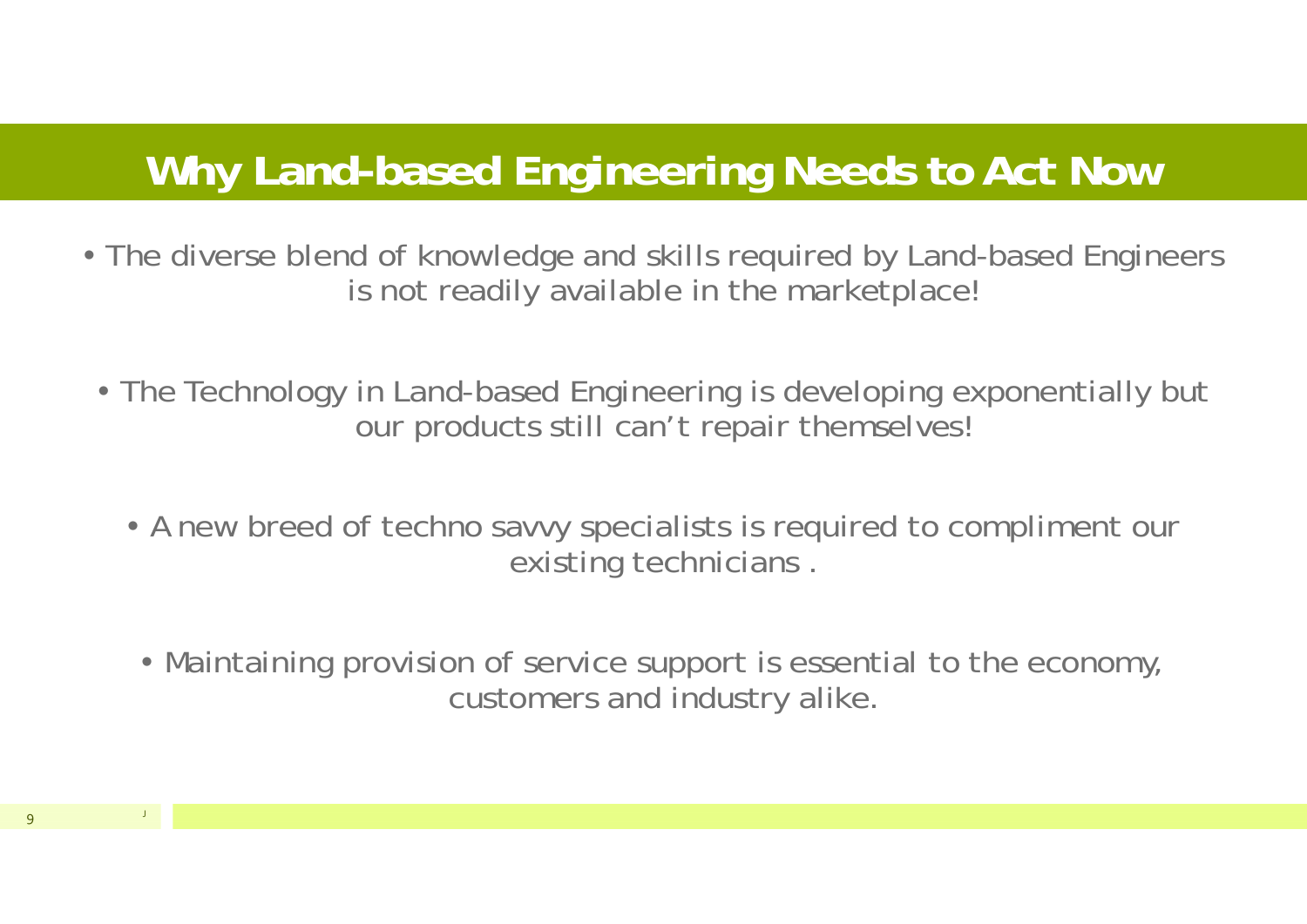# Why Land-based Engineering Needs to Act Now

- The diverse blend of knowledge and skills required by Land-based Engineers is not readily available in the marketplace!

- The Technology in Land-based Engineering is developing exponentially but our products still can't repair themselves!

- A new breed of techno savvy specialists is required to compliment our existing technicians .

- Maintaining provision of service support is essential to the economy, customers and industry alike.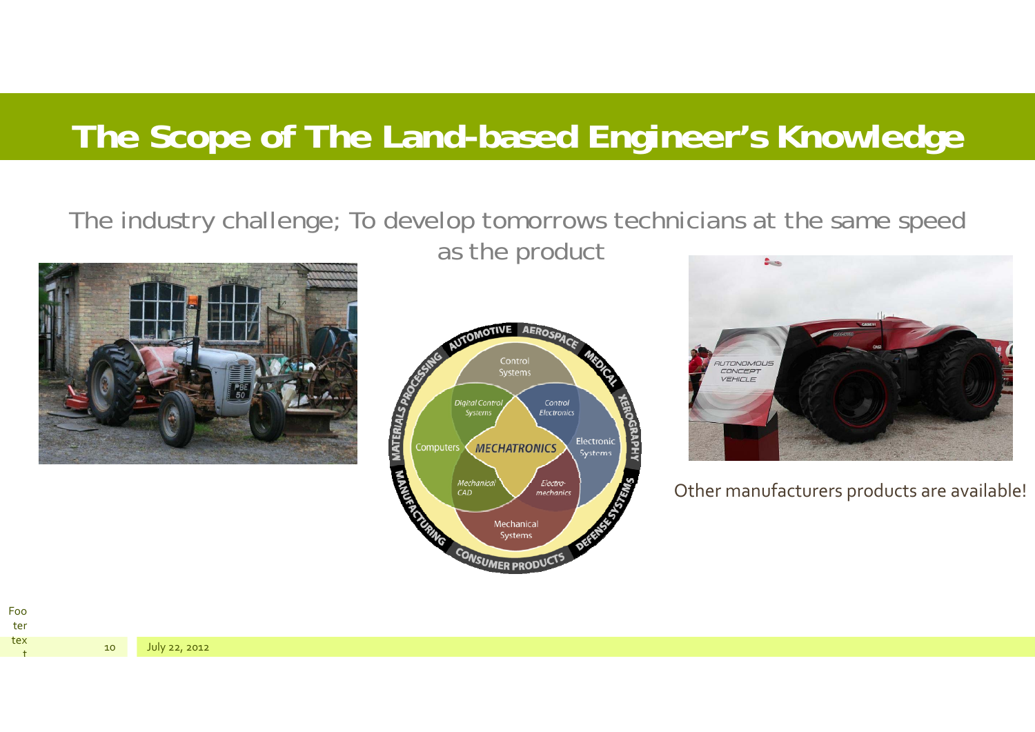# The Scope of The Land-based Engineer's Knowledge

The industry challenge; To develop tomorrows technicians at the same speed as the product

Other manufacturers products are available!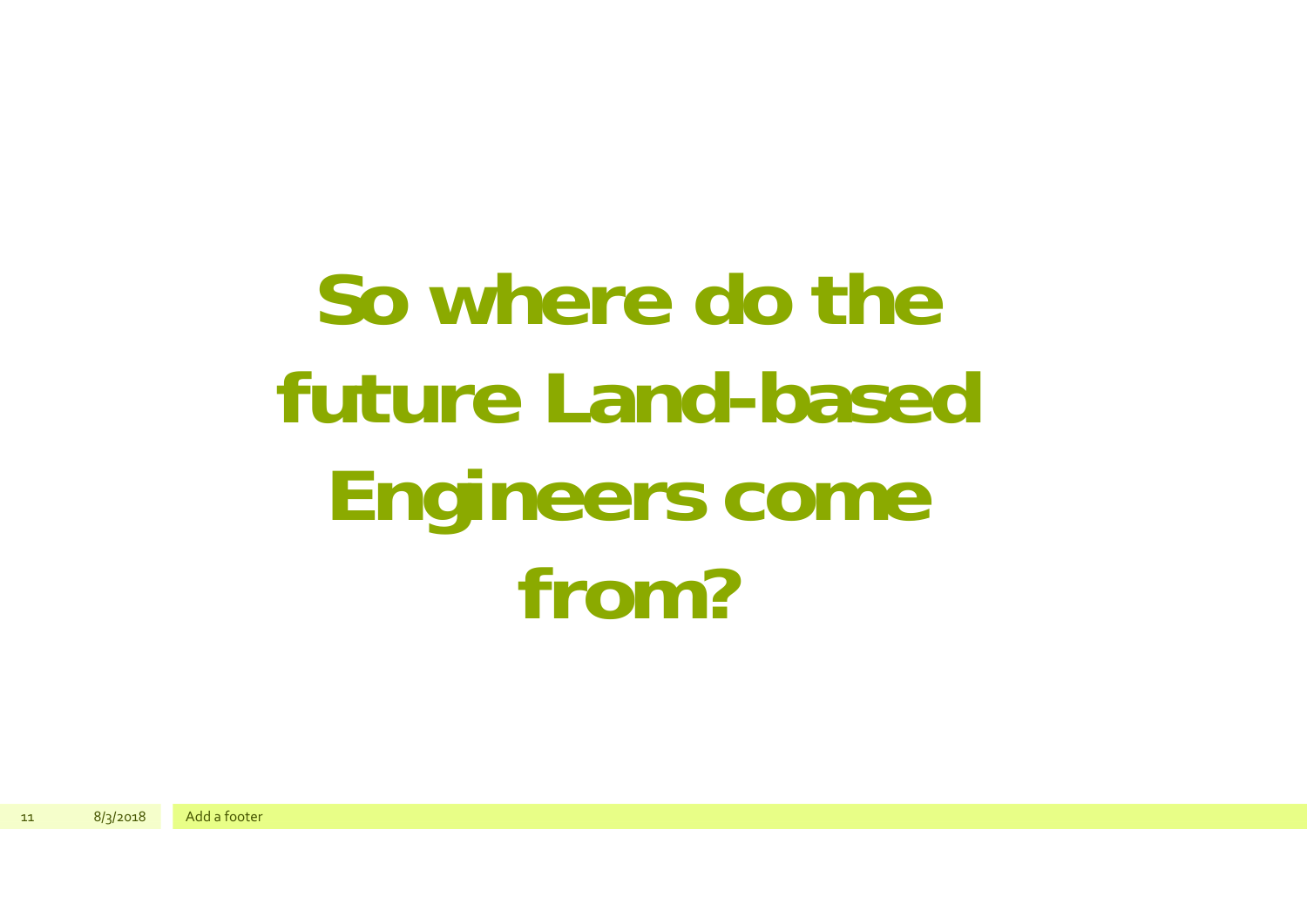# So where do the future Land-based Engineers come from?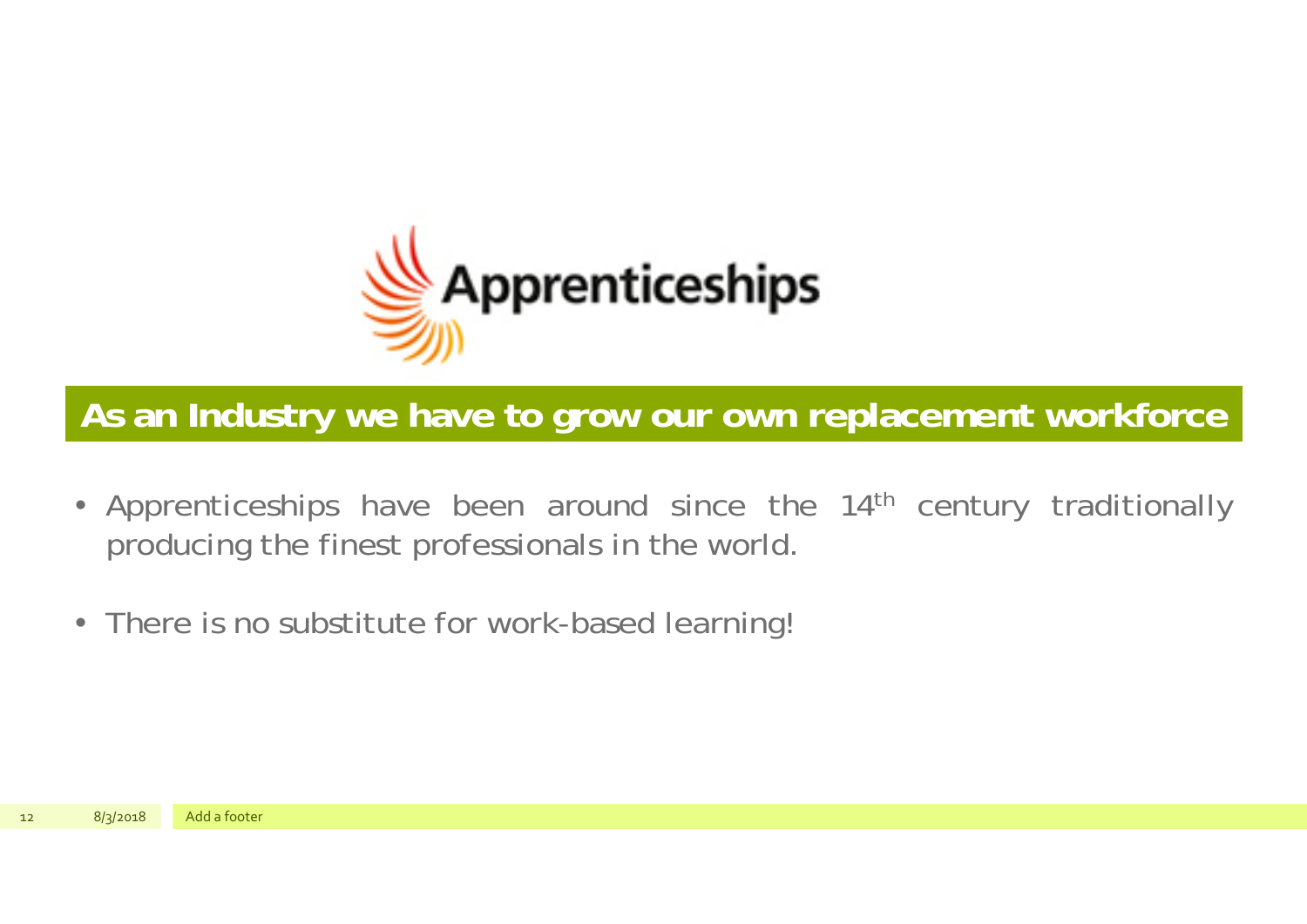Apprenticeships

## As an Industry we have to grow our own replacement workforce

- Apprenticeships have been around since the 14th century traditionally producing the finest professionals in the world.
- There is no substitute for work-based learning!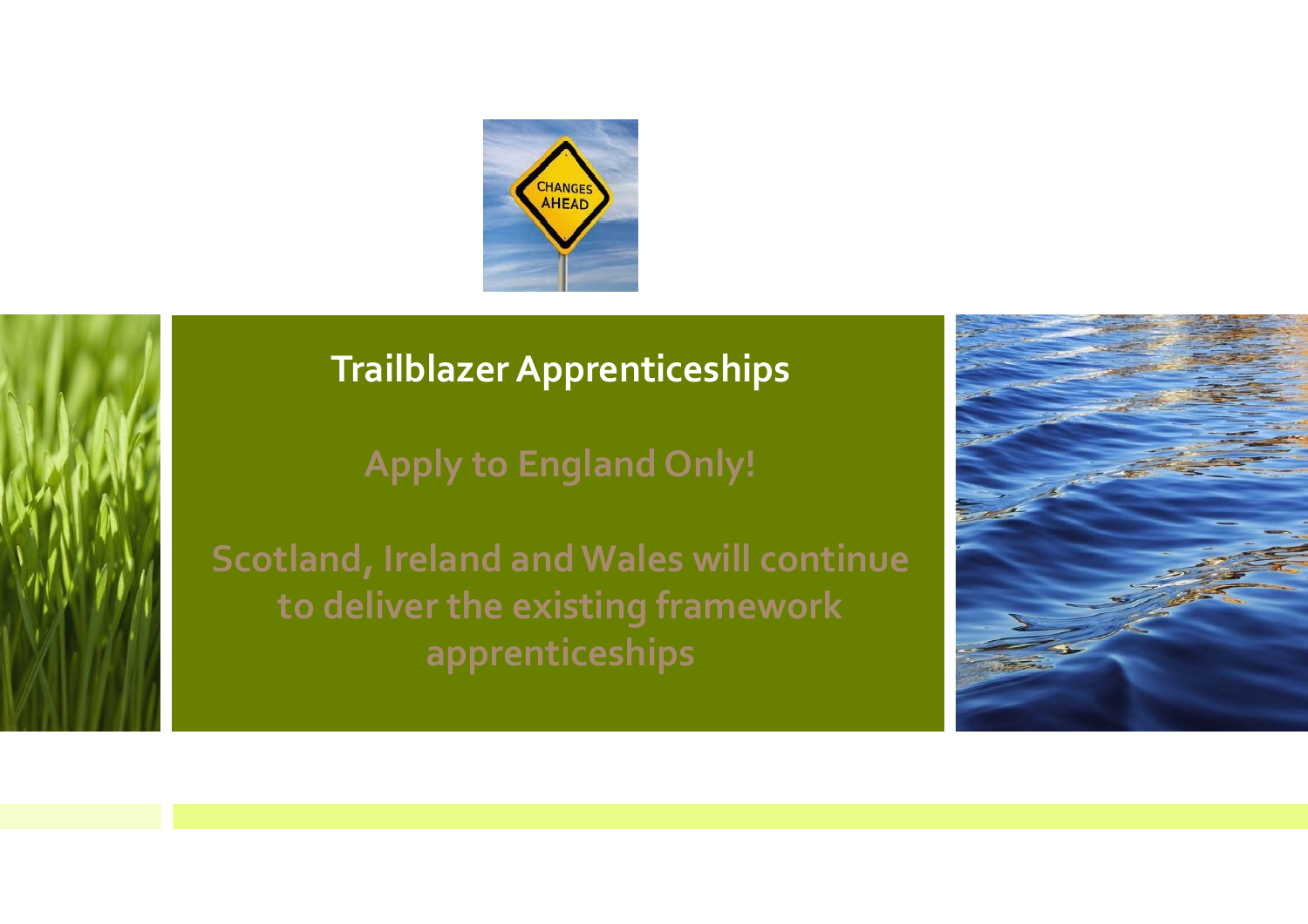## Trailblazer Apprenticeships

**Apply to England Only!**

**Scotland, Ireland and Wales will continue to deliver the existing framework apprenticeships**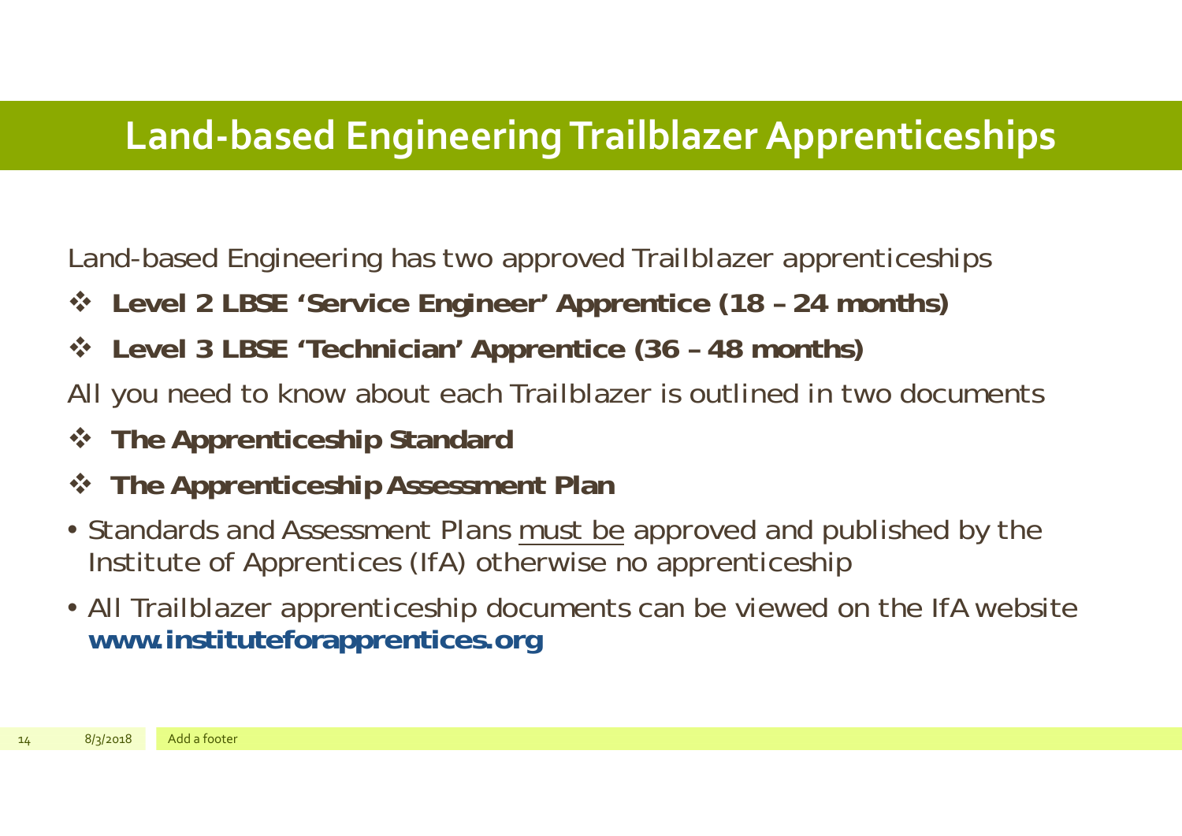# Land-based Engineering Trailblazer Apprenticeships

Land-based Engineering has two approved Trailblazer apprenticeships

- **Level 2 LBSE 'Service Engineer' Apprentice (18 – 24 months)**
- **Level 3 LBSE 'Technician' Apprentice (36 – 48 months)**

All you need to know about each Trailblazer is outlined in two documents

- **The Apprenticeship Standard**
- **The Apprenticeship Assessment Plan**

- Standards and Assessment Plans must be approved and published by the Institute of Apprentices (IfA) otherwise no apprenticeship
- All Trailblazer apprenticeship documents can be viewed on the IfA website **www.instituteforapprentices.org**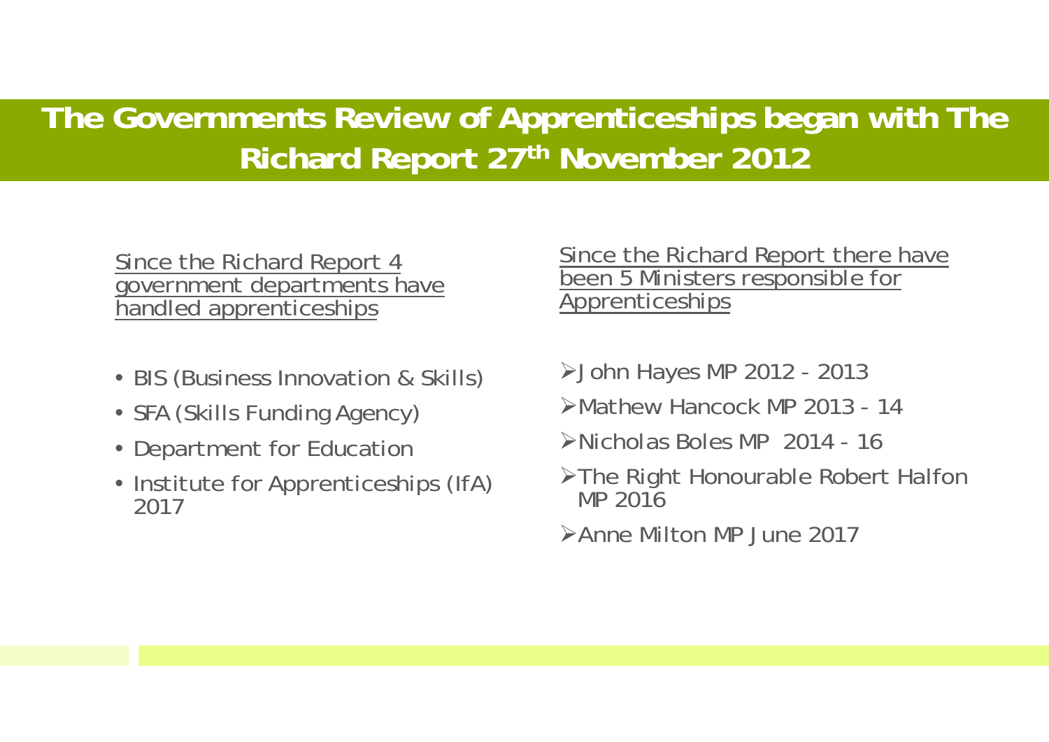# The Governments Review of Apprenticeships began with The Richard Report 27th November 2012

Since the Richard Report 4 government departments have handled apprenticeships

- BIS (Business Innovation & Skills)
- SFA (Skills Funding Agency)
- Department for Education
- Institute for Apprenticeships (IfA) 2017

Since the Richard Report there have been 5 Ministers responsible for Apprenticeships

- John Hayes MP 2012 - 2013
- Mathew Hancock MP 2013 - 14
- Nicholas Boles MP 2014 - 16
- The Right Honourable Robert Halfon MP 2016
- Anne Milton MP June 2017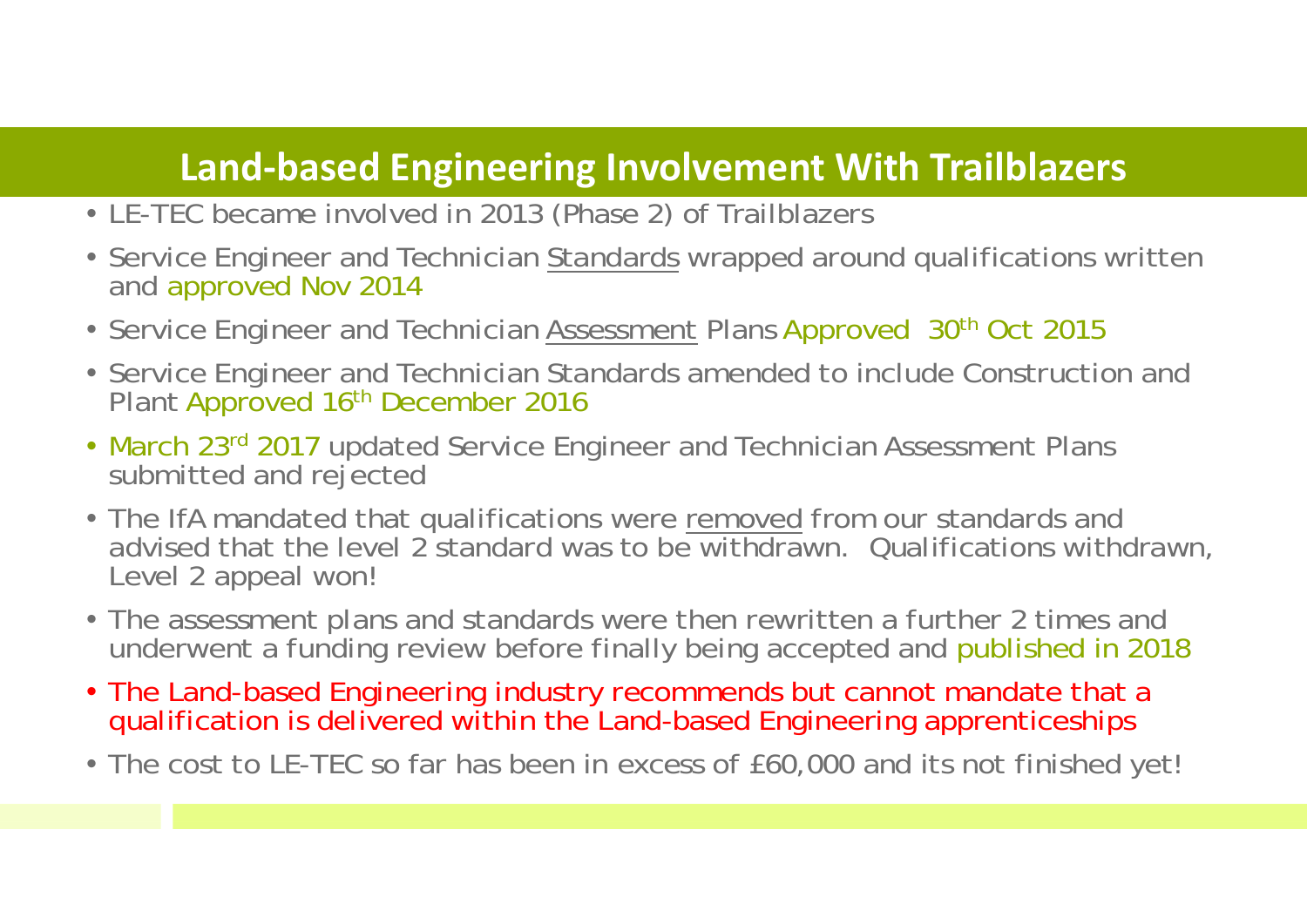## Land-based Engineering Involvement With Trailblazers

- LE-TEC became involved in 2013 (Phase 2) of Trailblazers
- Service Engineer and Technician Standards wrapped around qualifications written and approved Nov 2014
- Service Engineer and Technician Assessment Plans Approved 30th Oct 2015
- Service Engineer and Technician Standards amended to include Construction and Plant Approved 16th December 2016
- March 23rd 2017 updated Service Engineer and Technician Assessment Plans submitted and rejected
- The IfA mandated that qualifications were removed from our standards and advised that the level 2 standard was to be withdrawn. Qualifications withdrawn, Level 2 appeal won!
- The assessment plans and standards were then rewritten a further 2 times and underwent a funding review before finally being accepted and published in 2018
- The Land-based Engineering industry recommends but cannot mandate that a qualification is delivered within the Land-based Engineering apprenticeships
- The cost to LE-TEC so far has been in excess of £60,000 and its not finished yet!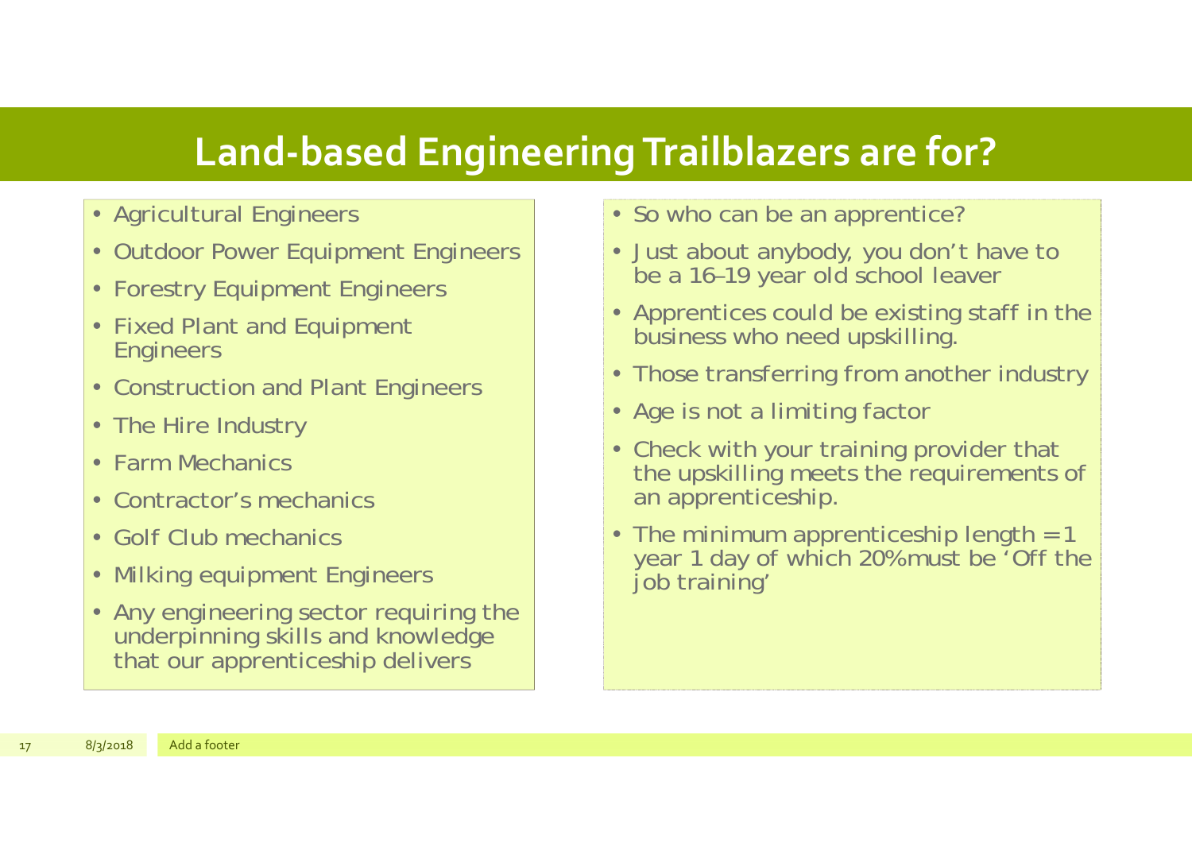# Land-based Engineering Trailblazers are for?

- Agricultural Engineers
- Outdoor Power Equipment Engineers
- Forestry Equipment Engineers
- Fixed Plant and Equipment Engineers
- Construction and Plant Engineers
- The Hire Industry
- Farm Mechanics
- Contractor's mechanics
- Golf Club mechanics
- Milking equipment Engineers
- Any engineering sector requiring the underpinning skills and knowledge that our apprenticeship delivers

- So who can be an apprentice?
- Just about anybody, you don't have to be a 16–19 year old school leaver
- Apprentices could be existing staff in the business who need upskilling.
- Those transferring from another industry
- Age is not a limiting factor
- Check with your training provider that the upskilling meets the requirements of an apprenticeship.
- The minimum apprenticeship length = 1 year 1 day of which 20% must be 'Off the job training'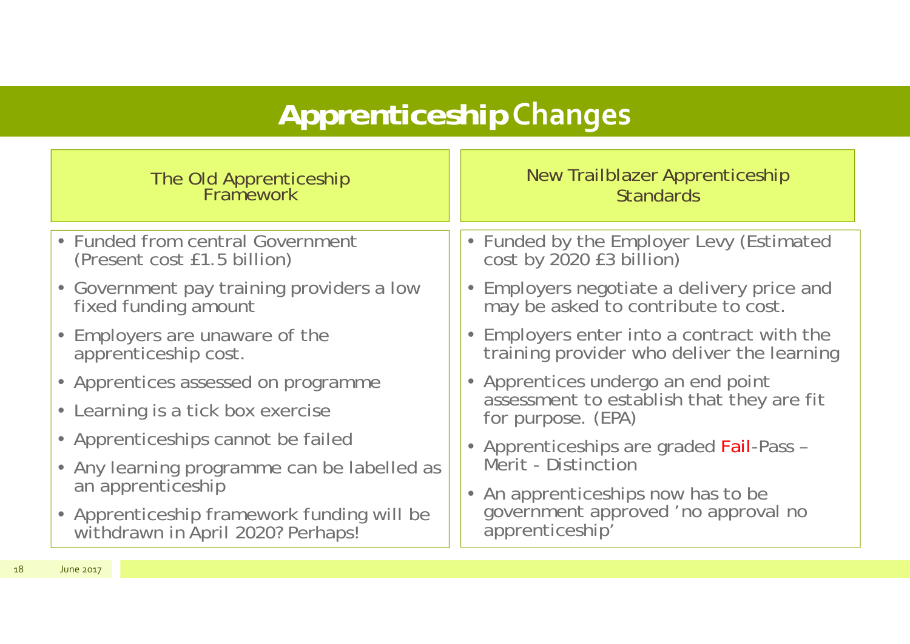# Apprenticeship Changes

## The Old Apprenticeship Framework

- Funded from central Government (Present cost £1.5 billion)
- Government pay training providers a low fixed funding amount
- Employers are unaware of the apprenticeship cost.
- Apprentices assessed on programme
- Learning is a tick box exercise
- Apprenticeships cannot be failed
- Any learning programme can be labelled as an apprenticeship
- Apprenticeship framework funding will be withdrawn in April 2020? Perhaps!

## New Trailblazer Apprenticeship Standards

- Funded by the Employer Levy (Estimated cost by 2020 £3 billion)
- Employers negotiate a delivery price and may be asked to contribute to cost.
- Employers enter into a contract with the training provider who deliver the learning
- Apprentices undergo an end point assessment to establish that they are fit for purpose. (EPA)
- Apprenticeships are graded Fail-Pass – Merit - Distinction
- An apprenticeships now has to be government approved 'no approval no apprenticeship'

June 2017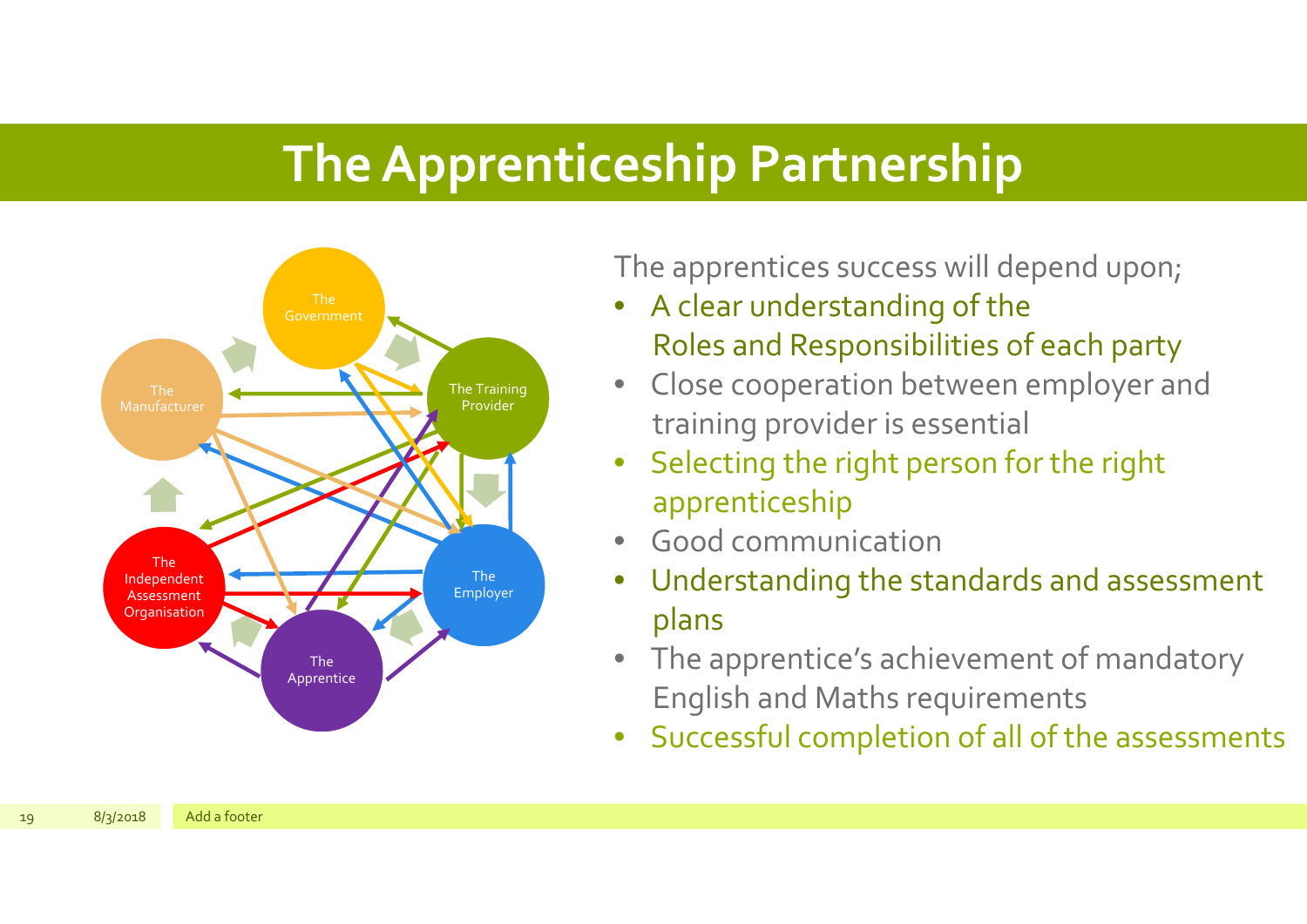# The Apprenticeship Partnership

The Government

The Manufacturer

The Training Provider

The Independent Assessment Organisation

The Employer

The Apprentice

The apprentices success will depend upon;

- A clear understanding of the Roles and Responsibilities of each party
- Close cooperation between employer and training provider is essential
- Selecting the right person for the right apprenticeship
- Good communication
- Understanding the standards and assessment plans
- The apprentice's achievement of mandatory English and Maths requirements
- Successful completion of all of the assessments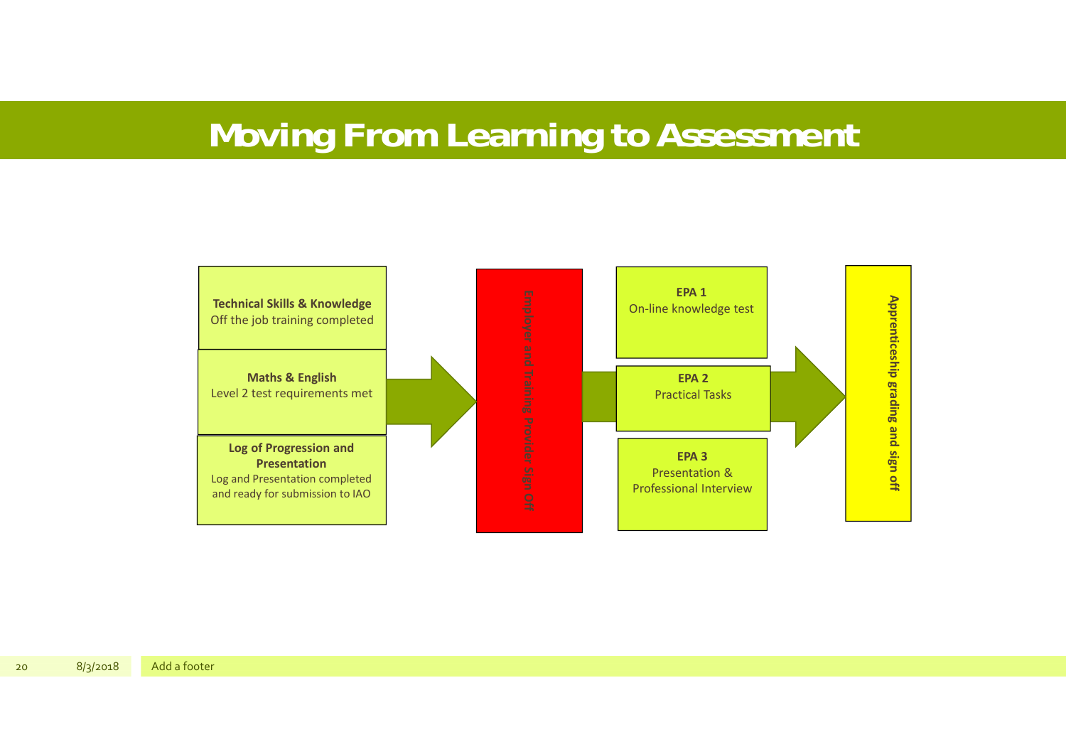# Moving From Learning to Assessment

**Technical Skills & Knowledge**
Off the job training completed

**Maths & English**
Level 2 test requirements met

**Log of Progression and Presentation**
Log and Presentation completed and ready for submission to IAO

**Employer and Training Provider Sign Off**

**EPA 1**
On-line knowledge test

**EPA 2**
Practical Tasks

**EPA 3**
Presentation & Professional Interview

**Apprenticeship grading and sign off**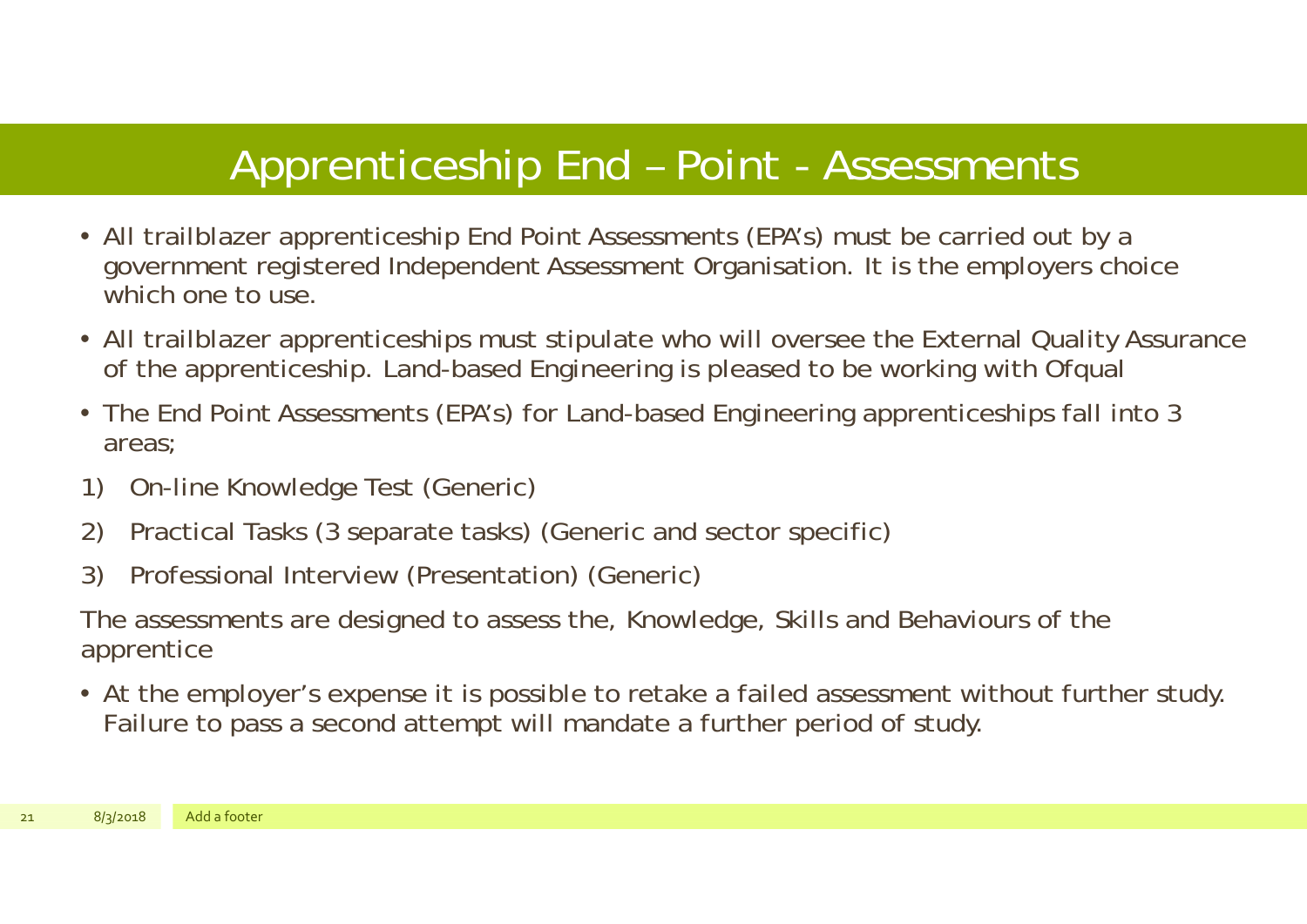# Apprenticeship End – Point - Assessments

- All trailblazer apprenticeship End Point Assessments (EPA's) must be carried out by a government registered Independent Assessment Organisation. It is the employers choice which one to use.
- All trailblazer apprenticeships must stipulate who will oversee the External Quality Assurance of the apprenticeship. Land-based Engineering is pleased to be working with Ofqual
- The End Point Assessments (EPA's) for Land-based Engineering apprenticeships fall into 3 areas;

1) On-line Knowledge Test (Generic)
2) Practical Tasks (3 separate tasks) (Generic and sector specific)
3) Professional Interview (Presentation) (Generic)

The assessments are designed to assess the, Knowledge, Skills and Behaviours of the apprentice

- At the employer's expense it is possible to retake a failed assessment without further study. Failure to pass a second attempt will mandate a further period of study.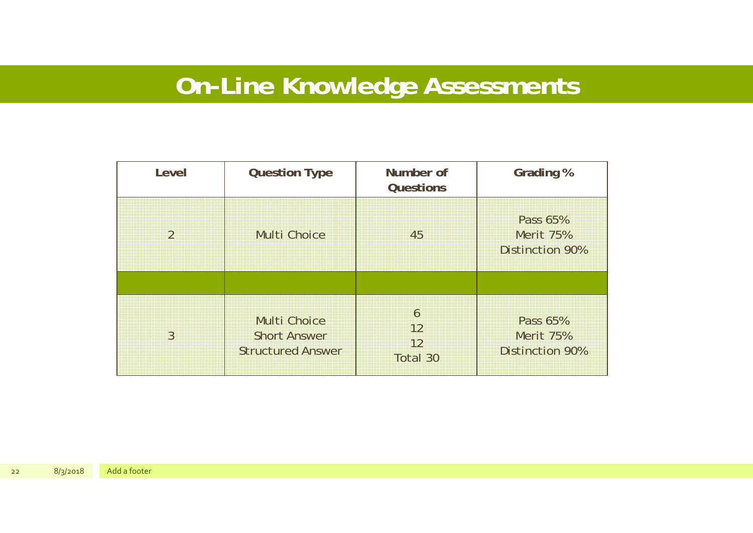# On-Line Knowledge Assessments

| Level | Question Type | Number of Questions | Grading % |
|---|---|---|---|
| 2 | Multi Choice | 45 | Pass 65%<br>Merit 75%<br>Distinction 90% |
| | | | |
| 3 | Multi Choice<br>Short Answer<br>Structured Answer | 6<br>12<br>12<br>Total 30 | Pass 65%<br>Merit 75%<br>Distinction 90% |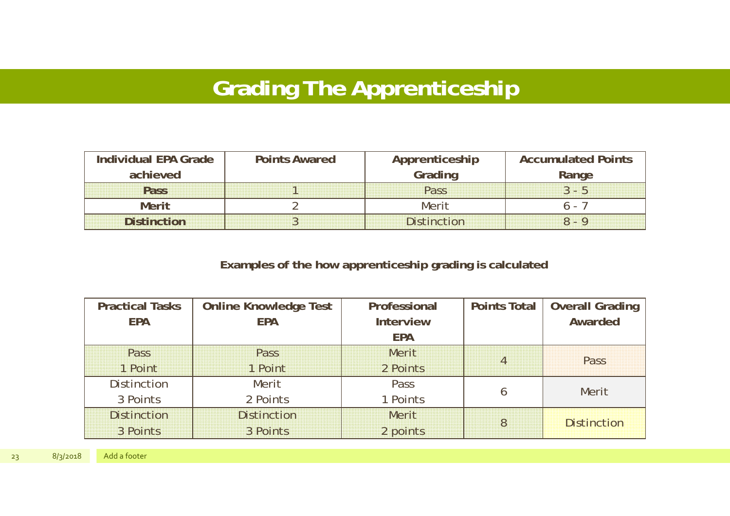# Grading The Apprenticeship

| Individual EPA Grade achieved | Points Awarded | Apprenticeship Grading | Accumulated Points Range |
|---|---|---|---|
| **Pass** | 1 | Pass | 3 - 5 |
| **Merit** | 2 | Merit | 6 - 7 |
| **Distinction** | 3 | Distinction | 8 - 9 |

**Examples of the how apprenticeship grading is calculated**

| Practical Tasks EPA | Online Knowledge Test EPA | Professional Interview EPA | Points Total | Overall Grading Awarded |
|---|---|---|---|---|
| Pass 1 Point | Pass 1 Point | Merit 2 Points | 4 | Pass |
| Distinction 3 Points | Merit 2 Points | Pass 1 Points | 6 | Merit |
| Distinction 3 Points | Distinction 3 Points | Merit 2 points | 8 | Distinction |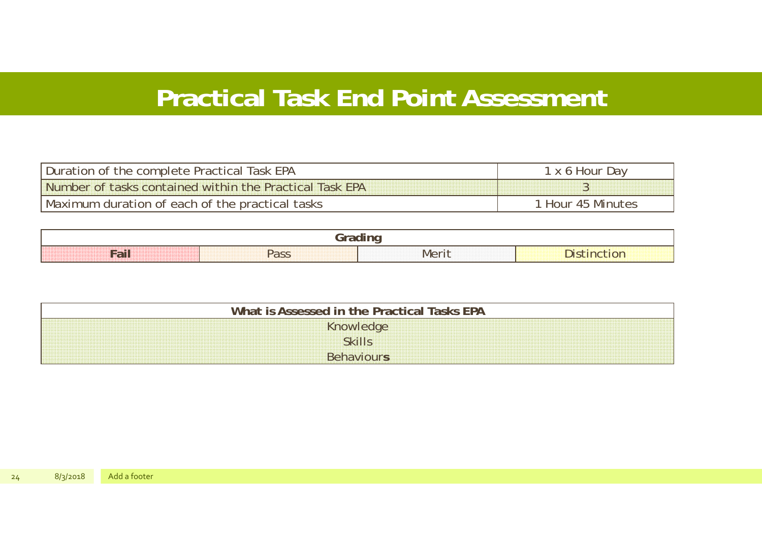# Practical Task End Point Assessment

| Duration of the complete Practical Task EPA | 1 x 6 Hour Day |
| --- | --- |
| Number of tasks contained within the Practical Task EPA | 3 |
| Maximum duration of each of the practical tasks | 1 Hour 45 Minutes |

| Grading | | | |
| --- | --- | --- | --- |
| **Fail** | Pass | Merit | Distinction |

| What is Assessed in the Practical Tasks EPA |
| --- |
| Knowledge |
| Skills |
| Behaviours |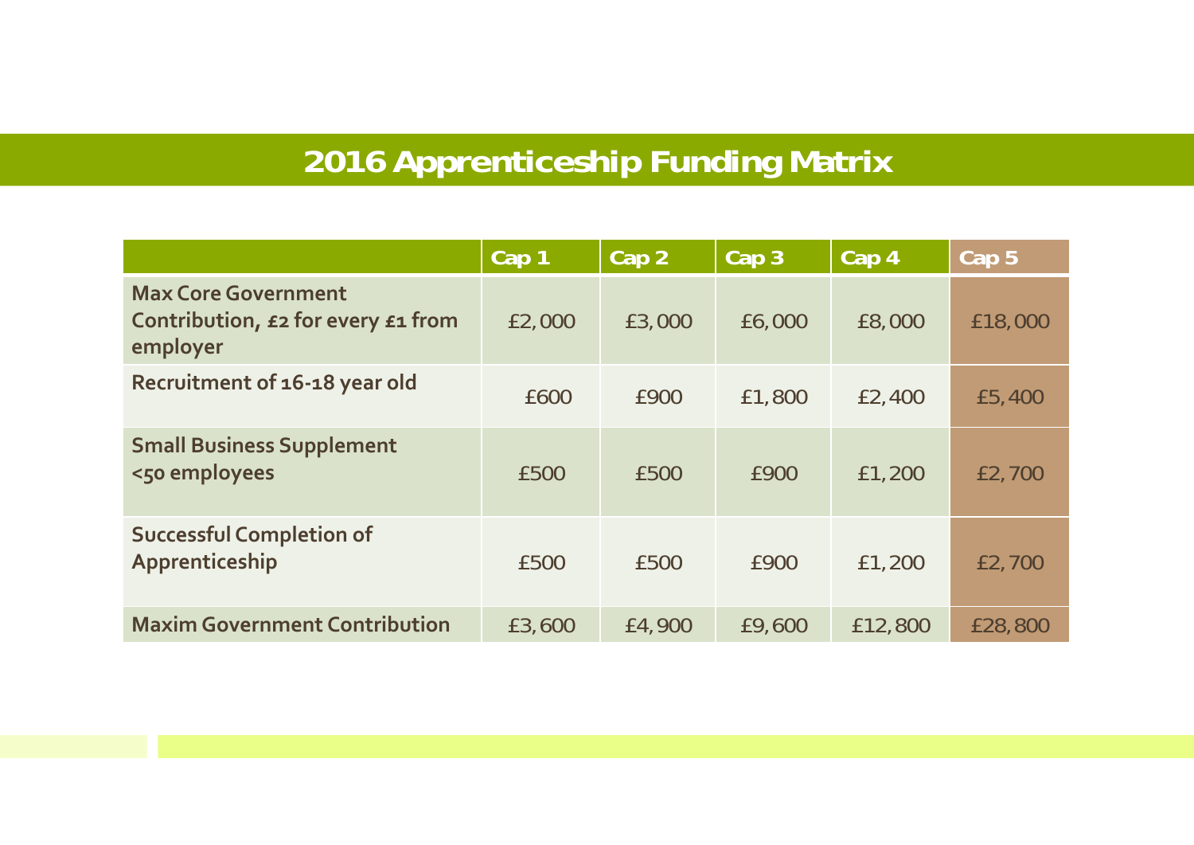# 2016 Apprenticeship Funding Matrix

| | Cap 1 | Cap 2 | Cap 3 | Cap 4 | Cap 5 |
|---|---|---|---|---|---|
| **Max Core Government Contribution, £2 for every £1 from employer** | £2,000 | £3,000 | £6,000 | £8,000 | £18,000 |
| **Recruitment of 16-18 year old** | £600 | £900 | £1,800 | £2,400 | £5,400 |
| **Small Business Supplement <50 employees** | £500 | £500 | £900 | £1,200 | £2,700 |
| **Successful Completion of Apprenticeship** | £500 | £500 | £900 | £1,200 | £2,700 |
| **Maxim Government Contribution** | £3,600 | £4,900 | £9,600 | £12,800 | £28,800 |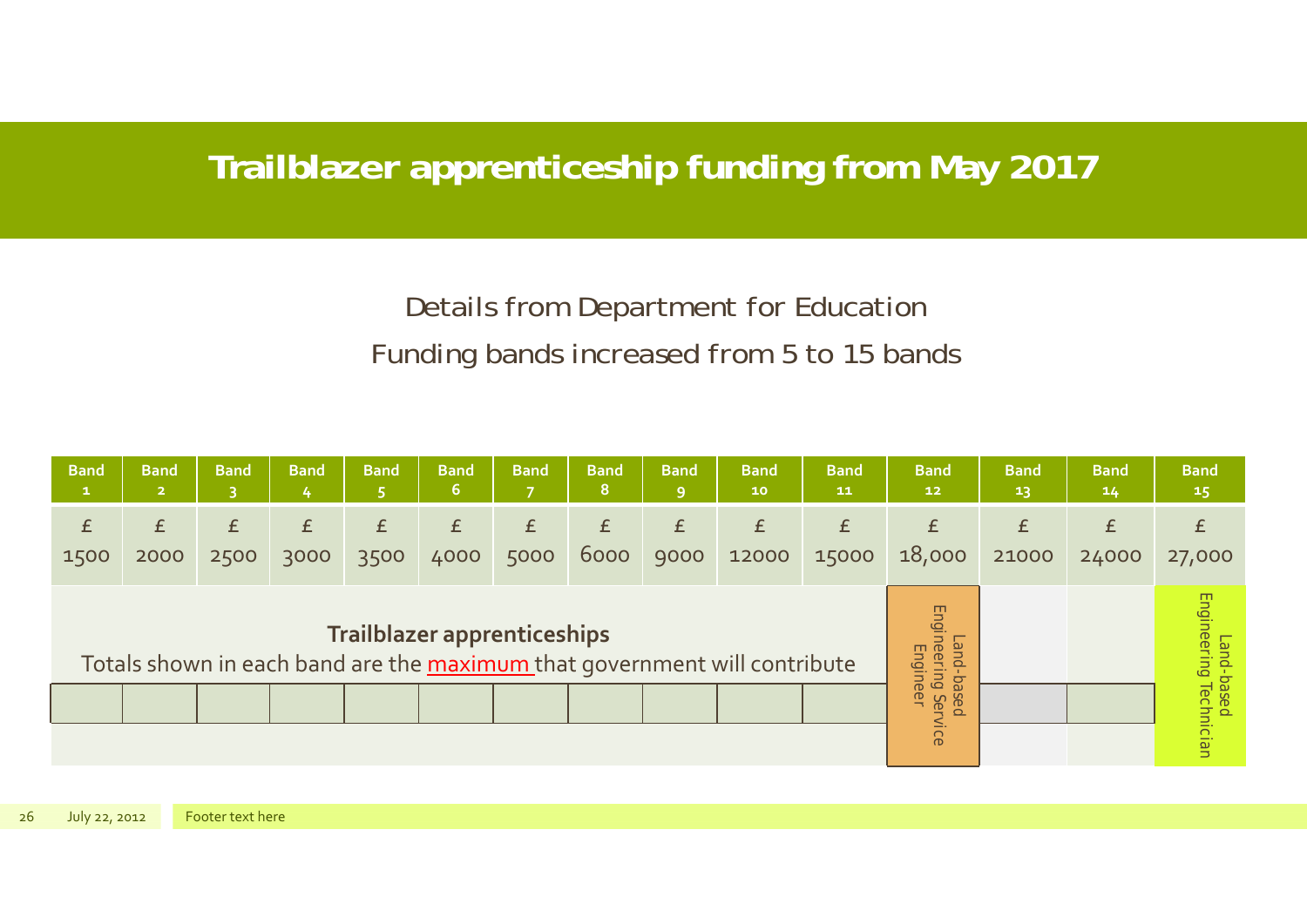# Trailblazer apprenticeship funding from May 2017

Details from Department for Education

Funding bands increased from 5 to 15 bands

| Band 1 | Band 2 | Band 3 | Band 4 | Band 5 | Band 6 | Band 7 | Band 8 | Band 9 | Band 10 | Band 11 | Band 12 | Band 13 | Band 14 | Band 15 |
|---|---|---|---|---|---|---|---|---|---|---|---|---|---|---|
| £ 1500 | £ 2000 | £ 2500 | £ 3000 | £ 3500 | £ 4000 | £ 5000 | £ 6000 | £ 9000 | £ 12000 | £ 15000 | £ 18,000 | £ 21000 | £ 24000 | £ 27,000 |
| | | | | | | | | | | | Land-based Engineering Service Engineer | | | Land-based Engineering Technician |

**Trailblazer apprenticeships**

Totals shown in each band are the maximum that government will contribute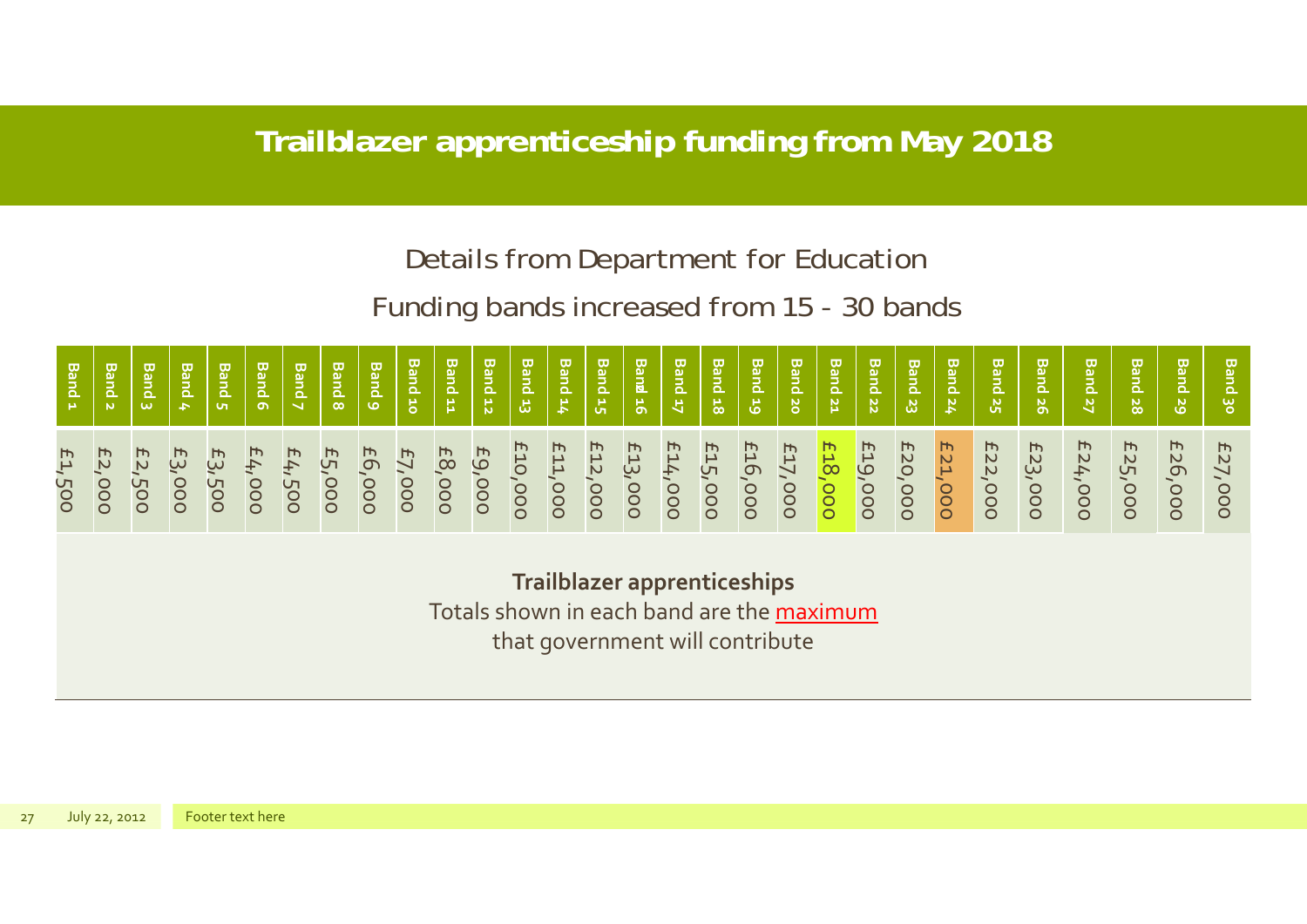# Trailblazer apprenticeship funding from May 2018

Details from Department for Education

Funding bands increased from 15 - 30 bands

| Band 1 | Band 2 | Band 3 | Band 4 | Band 5 | Band 6 | Band 7 | Band 8 | Band 9 | Band 10 | Band 11 | Band 12 | Band 13 | Band 14 | Band 15 | Band 16 | Band 17 | Band 18 | Band 19 | Band 20 | Band 21 | Band 22 | Band 23 | Band 24 | Band 25 | Band 26 | Band 27 | Band 28 | Band 29 | Band 30 |
|---|---|---|---|---|---|---|---|---|---|---|---|---|---|---|---|---|---|---|---|---|---|---|---|---|---|---|---|---|---|
| £1,500 | £2,000 | £2,500 | £3,000 | £3,500 | £4,000 | £4,500 | £5,000 | £6,000 | £7,000 | £8,000 | £9,000 | £10,000 | £11,000 | £12,000 | £13,000 | £14,000 | £15,000 | £16,000 | £17,000 | £18,000 | £19,000 | £20,000 | £21,000 | £22,000 | £23,000 | £24,000 | £25,000 | £26,000 | £27,000 |

**Trailblazer apprenticeships**

Totals shown in each band are the maximum that government will contribute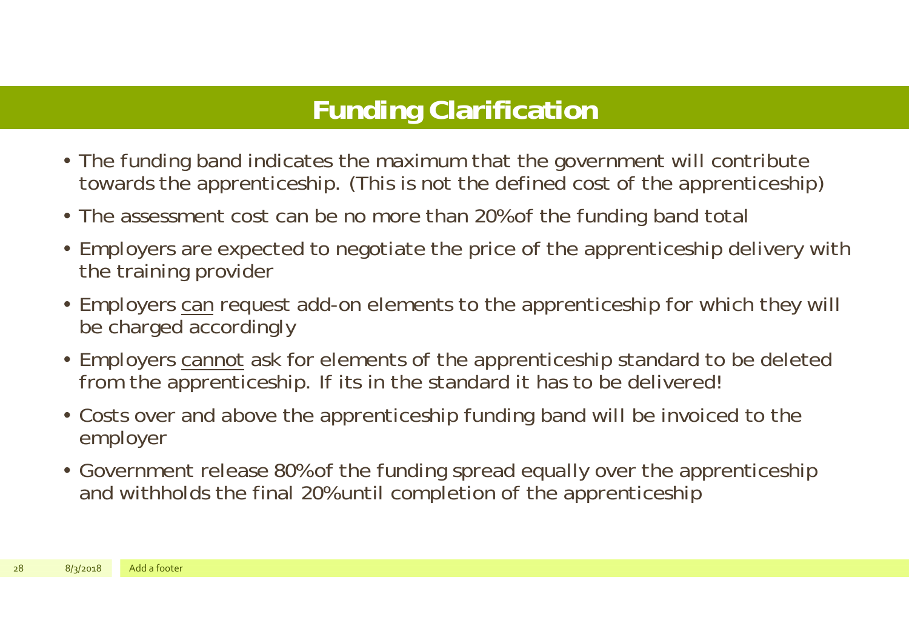# Funding Clarification

- The funding band indicates the maximum that the government will contribute towards the apprenticeship. (This is not the defined cost of the apprenticeship)
- The assessment cost can be no more than 20% of the funding band total
- Employers are expected to negotiate the price of the apprenticeship delivery with the training provider
- Employers <u>can</u> request add-on elements to the apprenticeship for which they will be charged accordingly
- Employers <u>cannot</u> ask for elements of the apprenticeship standard to be deleted from the apprenticeship. If its in the standard it has to be delivered!
- Costs over and above the apprenticeship funding band will be invoiced to the employer
- Government release 80% of the funding spread equally over the apprenticeship and withholds the final 20% until completion of the apprenticeship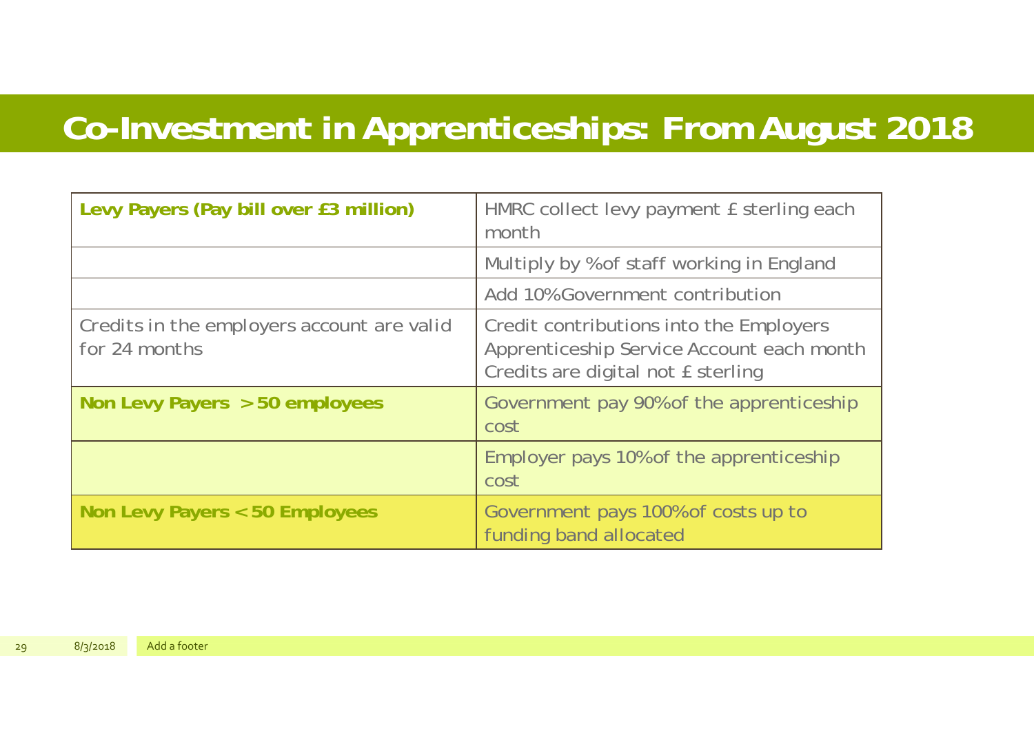# Co-Investment in Apprenticeships: From August 2018

| | |
|---|---|
| **Levy Payers (Pay bill over £3 million)** | HMRC collect levy payment £ sterling each month |
| | Multiply by %of staff working in England |
| | Add 10%Government contribution |
| Credits in the employers account are valid for 24 months | Credit contributions into the Employers Apprenticeship Service Account each month<br>Credits are digital not £ sterling |
| **Non Levy Payers > 50 employees** | Government pay 90%of the apprenticeship cost |
| | Employer pays 10%of the apprenticeship cost |
| **Non Levy Payers < 50 Employees** | Government pays 100%of costs up to funding band allocated |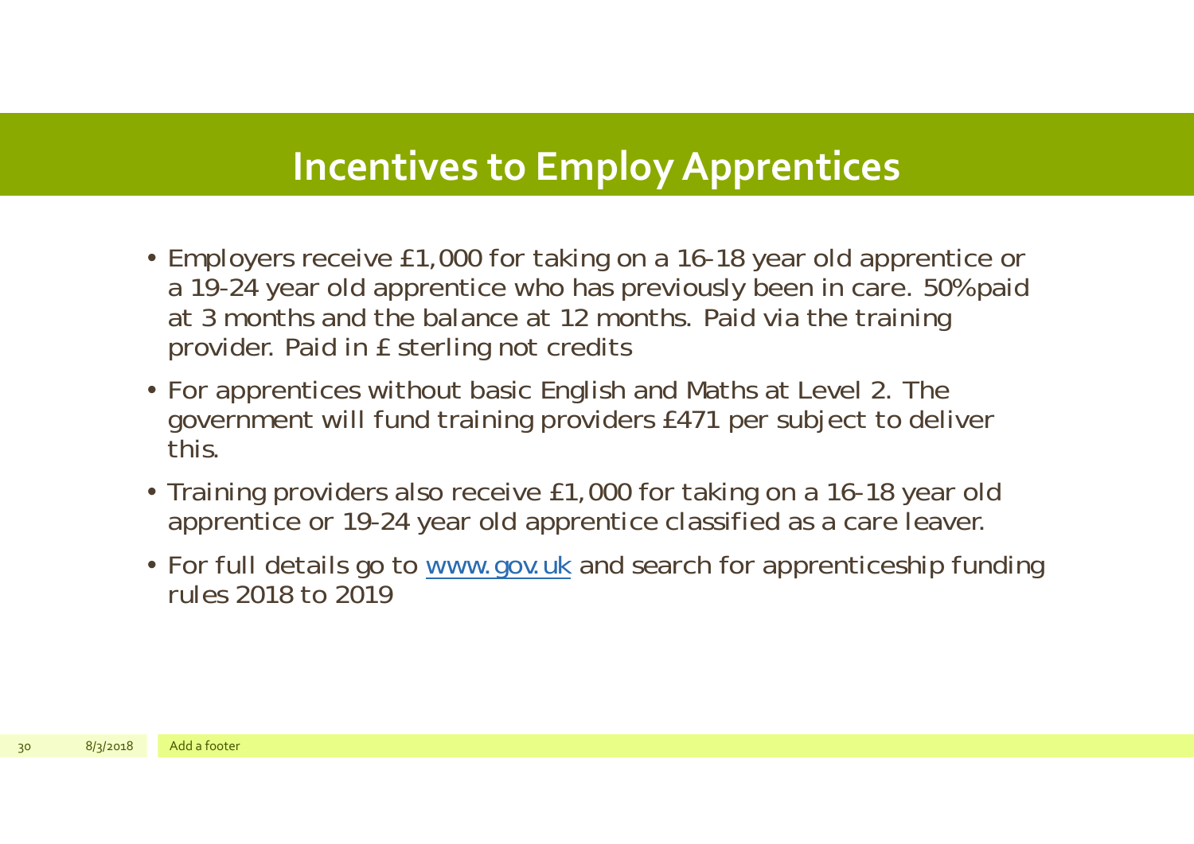# Incentives to Employ Apprentices

- Employers receive £1,000 for taking on a 16-18 year old apprentice or a 19-24 year old apprentice who has previously been in care. 50% paid at 3 months and the balance at 12 months. Paid via the training provider. Paid in £ sterling not credits
- For apprentices without basic English and Maths at Level 2. The government will fund training providers £471 per subject to deliver this.
- Training providers also receive £1,000 for taking on a 16-18 year old apprentice or 19-24 year old apprentice classified as a care leaver.
- For full details go to www.gov.uk and search for apprenticeship funding rules 2018 to 2019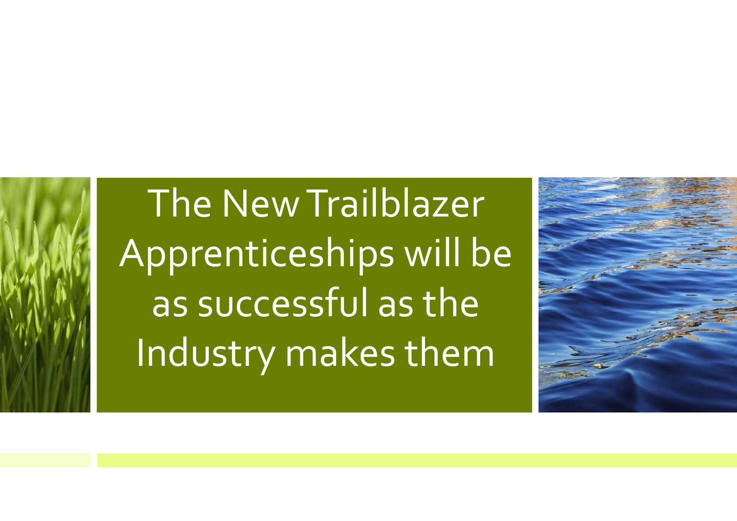# The New Trailblazer Apprenticeships will be as successful as the Industry makes them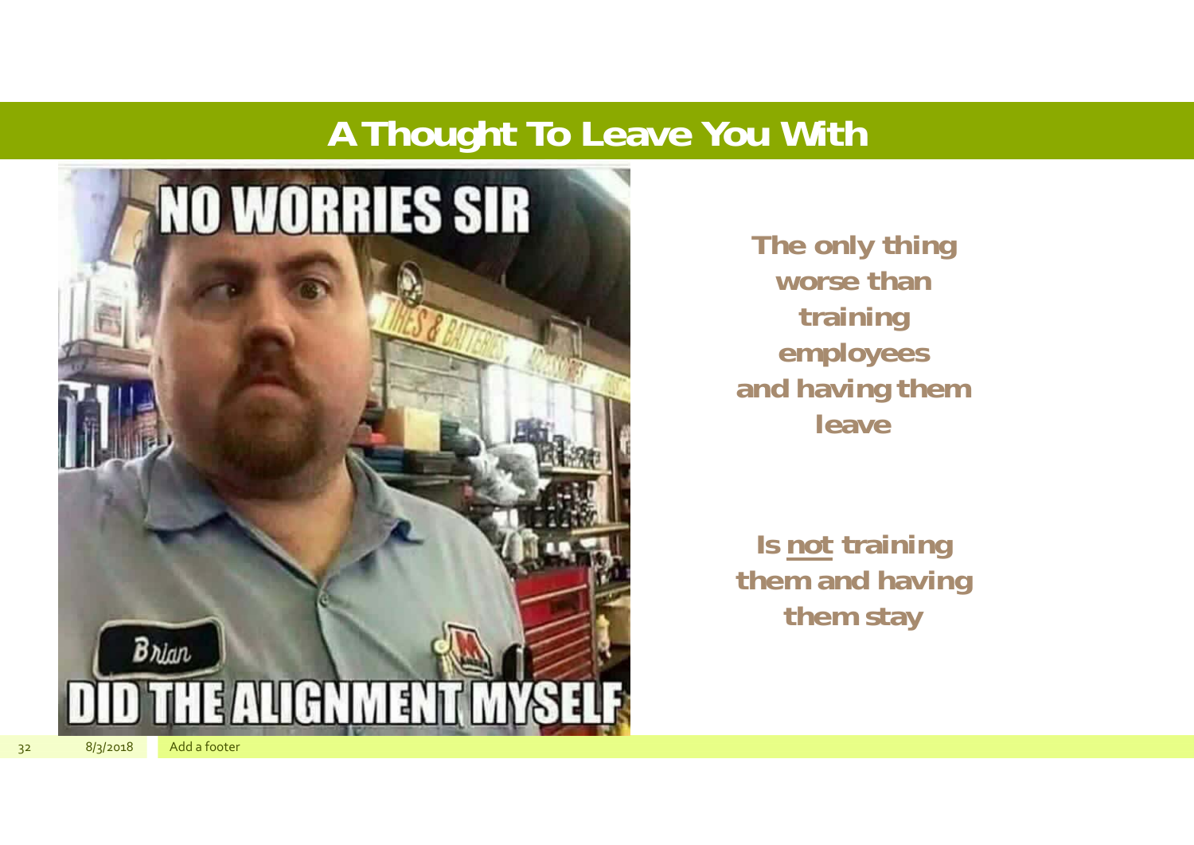# A Thought To Leave You With

**The only thing worse than training employees and having them leave**

**Is <u>not</u> training them and having them stay**